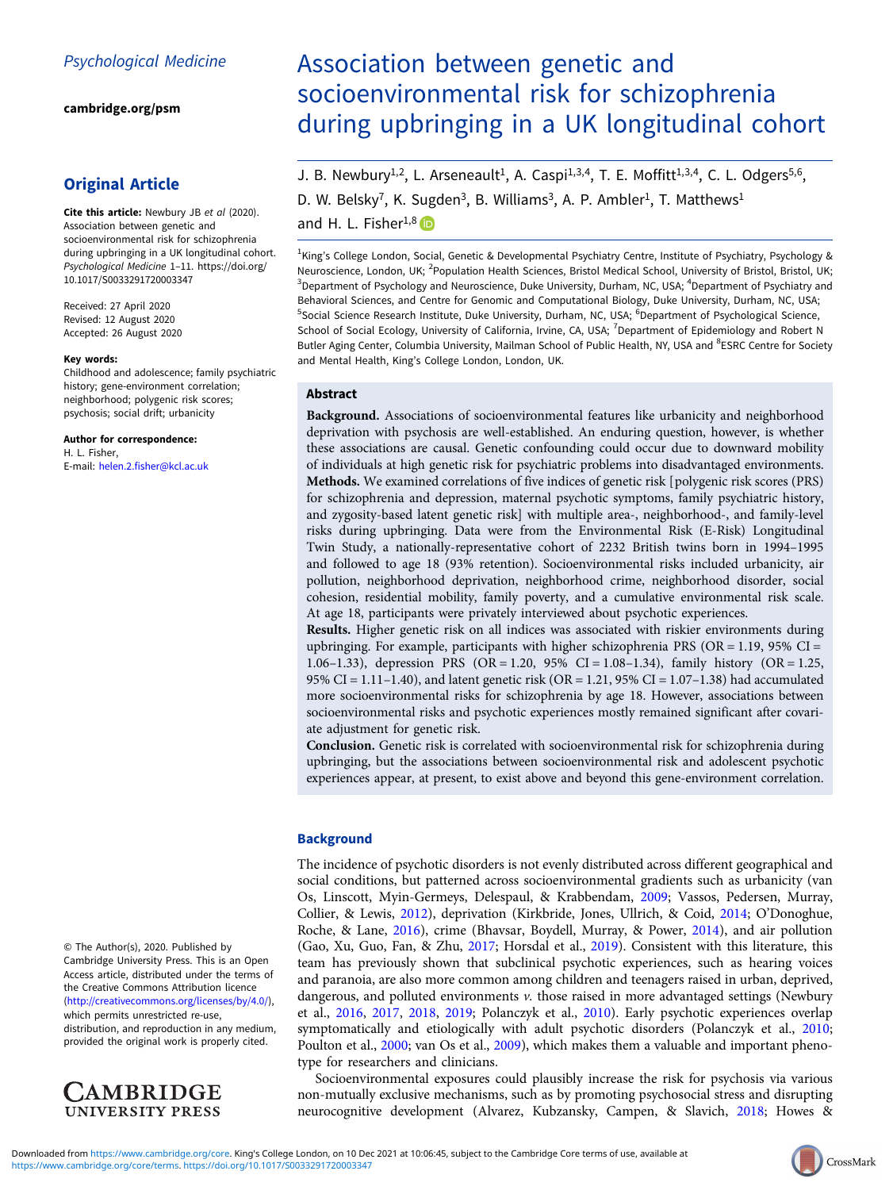Psychological Medicine

cambridge.org/psm

## Original Article

**Cite this article:** Newbury JB *et al* (2020). Association between genetic and socioenvironmental risk for schizophrenia during upbringing in a UK longitudinal cohort. *Psychological Medicine* 1–11. https://doi.org/10.1017/S0033291720003347

Received: 27 April 2020
Revised: 12 August 2020
Accepted: 26 August 2020

**Key words:**
Childhood and adolescence; family psychiatric history; gene-environment correlation; neighborhood; polygenic risk scores; psychosis; social drift; urbanicity

**Author for correspondence:**
H. L. Fisher,
E-mail: helen.2.fisher@kcl.ac.uk

© The Author(s), 2020. Published by Cambridge University Press. This is an Open Access article, distributed under the terms of the Creative Commons Attribution licence (http://creativecommons.org/licenses/by/4.0/), which permits unrestricted re-use, distribution, and reproduction in any medium, provided the original work is properly cited.

# Association between genetic and socioenvironmental risk for schizophrenia during upbringing in a UK longitudinal cohort

J. B. Newbury[1,2], L. Arseneault[1], A. Caspi[1,3,4], T. E. Moffitt[1,3,4], C. L. Odgers[5,6], D. W. Belsky[7], K. Sugden[3], B. Williams[3], A. P. Ambler[1], T. Matthews[1] and H. L. Fisher[1,8]

[1]King's College London, Social, Genetic & Developmental Psychiatry Centre, Institute of Psychiatry, Psychology & Neuroscience, London, UK; [2]Population Health Sciences, Bristol Medical School, University of Bristol, Bristol, UK; [3]Department of Psychology and Neuroscience, Duke University, Durham, NC, USA; [4]Department of Psychiatry and Behavioral Sciences, and Centre for Genomic and Computational Biology, Duke University, Durham, NC, USA; [5]Social Science Research Institute, Duke University, Durham, NC, USA; [6]Department of Psychological Science, School of Social Ecology, University of California, Irvine, CA, USA; [7]Department of Epidemiology and Robert N Butler Aging Center, Columbia University, Mailman School of Public Health, NY, USA and [8]ESRC Centre for Society and Mental Health, King's College London, London, UK.

## Abstract

**Background.** Associations of socioenvironmental features like urbanicity and neighborhood deprivation with psychosis are well-established. An enduring question, however, is whether these associations are causal. Genetic confounding could occur due to downward mobility of individuals at high genetic risk for psychiatric problems into disadvantaged environments.
**Methods.** We examined correlations of five indices of genetic risk [polygenic risk scores (PRS) for schizophrenia and depression, maternal psychotic symptoms, family psychiatric history, and zygosity-based latent genetic risk] with multiple area-, neighborhood-, and family-level risks during upbringing. Data were from the Environmental Risk (E-Risk) Longitudinal Twin Study, a nationally-representative cohort of 2232 British twins born in 1994–1995 and followed to age 18 (93% retention). Socioenvironmental risks included urbanicity, air pollution, neighborhood deprivation, neighborhood crime, neighborhood disorder, social cohesion, residential mobility, family poverty, and a cumulative environmental risk scale. At age 18, participants were privately interviewed about psychotic experiences.
**Results.** Higher genetic risk on all indices was associated with riskier environments during upbringing. For example, participants with higher schizophrenia PRS (OR = 1.19, 95% CI = 1.06–1.33), depression PRS (OR = 1.20, 95% CI = 1.08–1.34), family history (OR = 1.25, 95% CI = 1.11–1.40), and latent genetic risk (OR = 1.21, 95% CI = 1.07–1.38) had accumulated more socioenvironmental risks for schizophrenia by age 18. However, associations between socioenvironmental risks and psychotic experiences mostly remained significant after covariate adjustment for genetic risk.
**Conclusion.** Genetic risk is correlated with socioenvironmental risk for schizophrenia during upbringing, but the associations between socioenvironmental risk and adolescent psychotic experiences appear, at present, to exist above and beyond this gene-environment correlation.

## Background

The incidence of psychotic disorders is not evenly distributed across different geographical and social conditions, but patterned across socioenvironmental gradients such as urbanicity (van Os, Linscott, Myin-Germeys, Delespaul, & Krabbendam, 2009; Vassos, Pedersen, Murray, Collier, & Lewis, 2012), deprivation (Kirkbride, Jones, Ullrich, & Coid, 2014; O'Donoghue, Roche, & Lane, 2016), crime (Bhavsar, Boydell, Murray, & Power, 2014), and air pollution (Gao, Xu, Guo, Fan, & Zhu, 2017; Horsdal et al., 2019). Consistent with this literature, this team has previously shown that subclinical psychotic experiences, such as hearing voices and paranoia, are also more common among children and teenagers raised in urban, deprived, dangerous, and polluted environments *v.* those raised in more advantaged settings (Newbury et al., 2016, 2017, 2018, 2019; Polanczyk et al., 2010). Early psychotic experiences overlap symptomatically and etiologically with adult psychotic disorders (Polanczyk et al., 2010; Poulton et al., 2000; van Os et al., 2009), which makes them a valuable and important phenotype for researchers and clinicians.

Socioenvironmental exposures could plausibly increase the risk for psychosis via various non-mutually exclusive mechanisms, such as by promoting psychosocial stress and disrupting neurocognitive development (Alvarez, Kubzansky, Campen, & Slavich, 2018; Howes &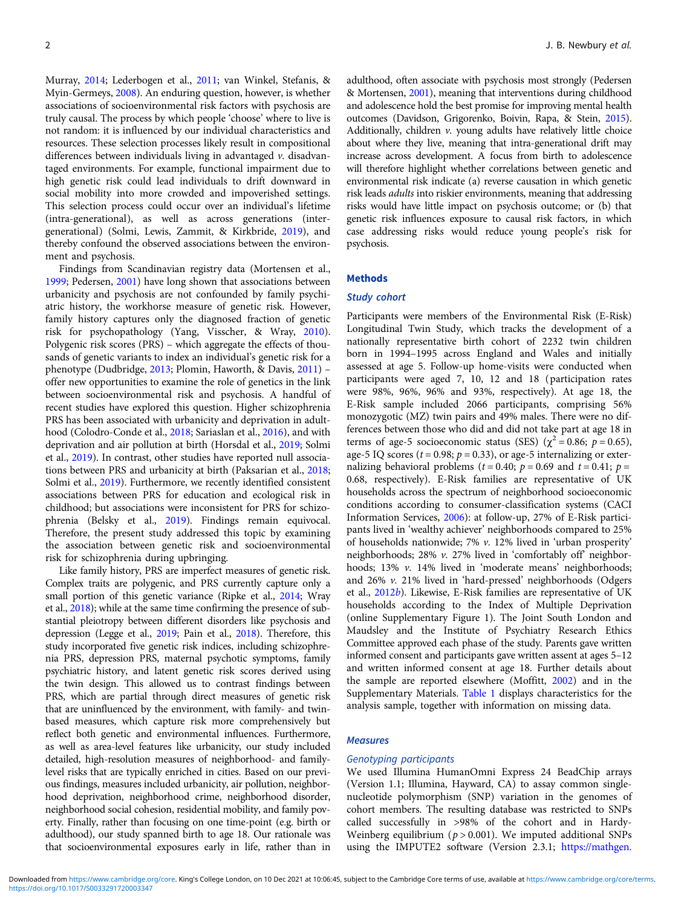Murray, 2014; Lederbogen et al., 2011; van Winkel, Stefanis, & Myin-Germeys, 2008). An enduring question, however, is whether associations of socioenvironmental risk factors with psychosis are truly causal. The process by which people 'choose' where to live is not random: it is influenced by our individual characteristics and resources. These selection processes likely result in compositional differences between individuals living in advantaged *v.* disadvantaged environments. For example, functional impairment due to high genetic risk could lead individuals to drift downward in social mobility into more crowded and impoverished settings. This selection process could occur over an individual's lifetime (intra-generational), as well as across generations (inter-generational) (Solmi, Lewis, Zammit, & Kirkbride, 2019), and thereby confound the observed associations between the environment and psychosis.

Findings from Scandinavian registry data (Mortensen et al., 1999; Pedersen, 2001) have long shown that associations between urbanicity and psychosis are not confounded by family psychiatric history, the workhorse measure of genetic risk. However, family history captures only the diagnosed fraction of genetic risk for psychopathology (Yang, Visscher, & Wray, 2010). Polygenic risk scores (PRS) – which aggregate the effects of thousands of genetic variants to index an individual's genetic risk for a phenotype (Dudbridge, 2013; Plomin, Haworth, & Davis, 2011) – offer new opportunities to examine the role of genetics in the link between socioenvironmental risk and psychosis. A handful of recent studies have explored this question. Higher schizophrenia PRS has been associated with urbanicity and deprivation in adulthood (Colodro-Conde et al., 2018; Sariaslan et al., 2016), and with deprivation and air pollution at birth (Horsdal et al., 2019; Solmi et al., 2019). In contrast, other studies have reported null associations between PRS and urbanicity at birth (Paksarian et al., 2018; Solmi et al., 2019). Furthermore, we recently identified consistent associations between PRS for education and ecological risk in childhood; but associations were inconsistent for PRS for schizophrenia (Belsky et al., 2019). Findings remain equivocal. Therefore, the present study addressed this topic by examining the association between genetic risk and socioenvironmental risk for schizophrenia during upbringing.

Like family history, PRS are imperfect measures of genetic risk. Complex traits are polygenic, and PRS currently capture only a small portion of this genetic variance (Ripke et al., 2014; Wray et al., 2018); while at the same time confirming the presence of substantial pleiotropy between different disorders like psychosis and depression (Legge et al., 2019; Pain et al., 2018). Therefore, this study incorporated five genetic risk indices, including schizophrenia PRS, depression PRS, maternal psychotic symptoms, family psychiatric history, and latent genetic risk scores derived using the twin design. This allowed us to contrast findings between PRS, which are partial through direct measures of genetic risk that are uninfluenced by the environment, with family- and twin-based measures, which capture risk more comprehensively but reflect both genetic and environmental influences. Furthermore, as well as area-level features like urbanicity, our study included detailed, high-resolution measures of neighborhood- and family-level risks that are typically enriched in cities. Based on our previous findings, measures included urbanicity, air pollution, neighborhood deprivation, neighborhood crime, neighborhood disorder, neighborhood social cohesion, residential mobility, and family poverty. Finally, rather than focusing on one time-point (e.g. birth or adulthood), our study spanned birth to age 18. Our rationale was that socioenvironmental exposures early in life, rather than in adulthood, often associate with psychosis most strongly (Pedersen & Mortensen, 2001), meaning that interventions during childhood and adolescence hold the best promise for improving mental health outcomes (Davidson, Grigorenko, Boivin, Rapa, & Stein, 2015). Additionally, children *v.* young adults have relatively little choice about where they live, meaning that intra-generational drift may increase across development. A focus from birth to adolescence will therefore highlight whether correlations between genetic and environmental risk indicate (a) reverse causation in which genetic risk leads *adults* into riskier environments, meaning that addressing risks would have little impact on psychosis outcome; or (b) that genetic risk influences exposure to causal risk factors, in which case addressing risks would reduce young people's risk for psychosis.

## Methods

### Study cohort

Participants were members of the Environmental Risk (E-Risk) Longitudinal Twin Study, which tracks the development of a nationally representative birth cohort of 2232 twin children born in 1994–1995 across England and Wales and initially assessed at age 5. Follow-up home-visits were conducted when participants were aged 7, 10, 12 and 18 (participation rates were 98%, 96%, 96% and 93%, respectively). At age 18, the E-Risk sample included 2066 participants, comprising 56% monozygotic (MZ) twin pairs and 49% males. There were no differences between those who did and did not take part at age 18 in terms of age-5 socioeconomic status (SES) ($\chi^2 = 0.86$; $p = 0.65$), age-5 IQ scores ($t = 0.98$; $p = 0.33$), or age-5 internalizing or externalizing behavioral problems ($t = 0.40$; $p = 0.69$ and $t = 0.41$; $p = 0.68$, respectively). E-Risk families are representative of UK households across the spectrum of neighborhood socioeconomic conditions according to consumer-classification systems (CACI Information Services, 2006): at follow-up, 27% of E-Risk participants lived in 'wealthy achiever' neighborhoods compared to 25% of households nationwide; 7% *v.* 12% lived in 'urban prosperity' neighborhoods; 28% *v.* 27% lived in 'comfortably off' neighborhoods; 13% *v.* 14% lived in 'moderate means' neighborhoods; and 26% *v.* 21% lived in 'hard-pressed' neighborhoods (Odgers et al., 2012*b*). Likewise, E-Risk families are representative of UK households according to the Index of Multiple Deprivation (online Supplementary Figure 1). The Joint South London and Maudsley and the Institute of Psychiatry Research Ethics Committee approved each phase of the study. Parents gave written informed consent and participants gave written assent at ages 5–12 and written informed consent at age 18. Further details about the sample are reported elsewhere (Moffitt, 2002) and in the Supplementary Materials. Table 1 displays characteristics for the analysis sample, together with information on missing data.

### Measures

#### Genotyping participants

We used Illumina HumanOmni Express 24 BeadChip arrays (Version 1.1; Illumina, Hayward, CA) to assay common single-nucleotide polymorphism (SNP) variation in the genomes of cohort members. The resulting database was restricted to SNPs called successfully in >98% of the cohort and in Hardy-Weinberg equilibrium ($p > 0.001$). We imputed additional SNPs using the IMPUTE2 software (Version 2.3.1; https://mathgen.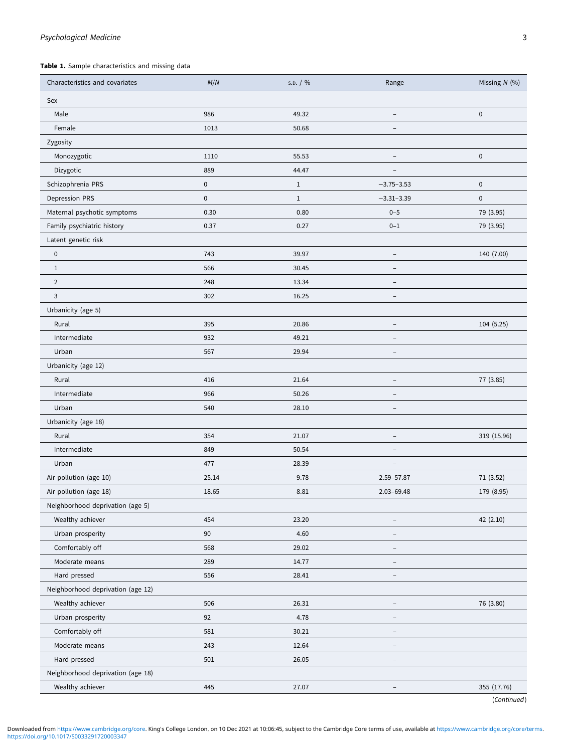**Table 1.** Sample characteristics and missing data

| Characteristics and covariates | *M*/*N* | S.D. / % | Range | Missing *N* (%) |
|---|---|---|---|---|
| Sex | | | | |
| Male | 986 | 49.32 | – | 0 |
| Female | 1013 | 50.68 | – | |
| Zygosity | | | | |
| Monozygotic | 1110 | 55.53 | – | 0 |
| Dizygotic | 889 | 44.47 | – | |
| Schizophrenia PRS | 0 | 1 | −3.75–3.53 | 0 |
| Depression PRS | 0 | 1 | −3.31–3.39 | 0 |
| Maternal psychotic symptoms | 0.30 | 0.80 | 0–5 | 79 (3.95) |
| Family psychiatric history | 0.37 | 0.27 | 0–1 | 79 (3.95) |
| Latent genetic risk | | | | |
| 0 | 743 | 39.97 | – | 140 (7.00) |
| 1 | 566 | 30.45 | – | |
| 2 | 248 | 13.34 | – | |
| 3 | 302 | 16.25 | – | |
| Urbanicity (age 5) | | | | |
| Rural | 395 | 20.86 | – | 104 (5.25) |
| Intermediate | 932 | 49.21 | – | |
| Urban | 567 | 29.94 | – | |
| Urbanicity (age 12) | | | | |
| Rural | 416 | 21.64 | – | 77 (3.85) |
| Intermediate | 966 | 50.26 | – | |
| Urban | 540 | 28.10 | – | |
| Urbanicity (age 18) | | | | |
| Rural | 354 | 21.07 | – | 319 (15.96) |
| Intermediate | 849 | 50.54 | – | |
| Urban | 477 | 28.39 | – | |
| Air pollution (age 10) | 25.14 | 9.78 | 2.59–57.87 | 71 (3.52) |
| Air pollution (age 18) | 18.65 | 8.81 | 2.03–69.48 | 179 (8.95) |
| Neighborhood deprivation (age 5) | | | | |
| Wealthy achiever | 454 | 23.20 | – | 42 (2.10) |
| Urban prosperity | 90 | 4.60 | – | |
| Comfortably off | 568 | 29.02 | – | |
| Moderate means | 289 | 14.77 | – | |
| Hard pressed | 556 | 28.41 | – | |
| Neighborhood deprivation (age 12) | | | | |
| Wealthy achiever | 506 | 26.31 | – | 76 (3.80) |
| Urban prosperity | 92 | 4.78 | – | |
| Comfortably off | 581 | 30.21 | – | |
| Moderate means | 243 | 12.64 | – | |
| Hard pressed | 501 | 26.05 | – | |
| Neighborhood deprivation (age 18) | | | | |
| Wealthy achiever | 445 | 27.07 | – | 355 (17.76) |

(*Continued*)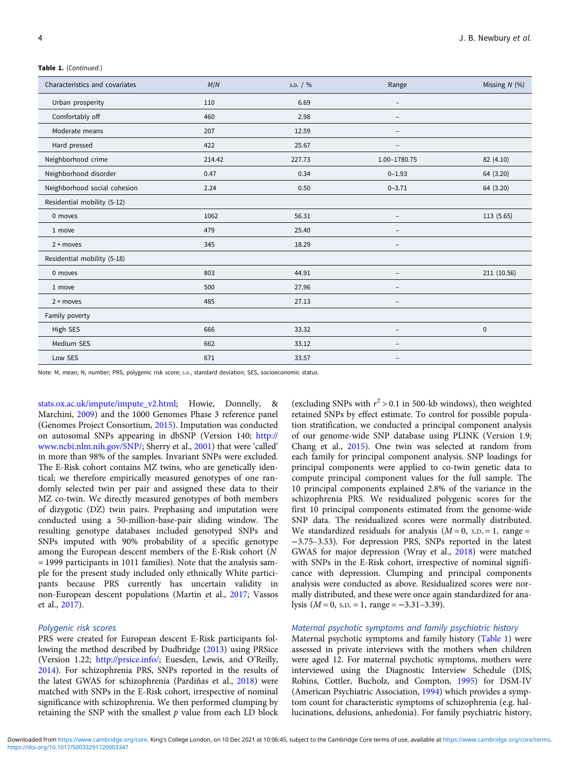**Table 1.** (*Continued*.)

| Characteristics and covariates | *M*/*N* | S.D. / % | Range | Missing *N* (%) |
|---|---|---|---|---|
| Urban prosperity | 110 | 6.69 | – | |
| Comfortably off | 460 | 2.98 | – | |
| Moderate means | 207 | 12.59 | – | |
| Hard pressed | 422 | 25.67 | – | |
| Neighborhood crime | 214.42 | 227.73 | 1.00–1780.75 | 82 (4.10) |
| Neighborhood disorder | 0.47 | 0.34 | 0–1.93 | 64 (3.20) |
| Neighborhood social cohesion | 2.24 | 0.50 | 0–3.71 | 64 (3.20) |
| Residential mobility (5-12) | | | | |
| 0 moves | 1062 | 56.31 | – | 113 (5.65) |
| 1 move | 479 | 25.40 | – | |
| 2 + moves | 345 | 18.29 | – | |
| Residential mobility (5-18) | | | | |
| 0 moves | 803 | 44.91 | – | 211 (10.56) |
| 1 move | 500 | 27.96 | – | |
| 2 + moves | 485 | 27.13 | – | |
| Family poverty | | | | |
| High SES | 666 | 33.32 | – | 0 |
| Medium SES | 662 | 33.12 | – | |
| Low SES | 671 | 33.57 | – | |

Note: M, mean; N, number; PRS, polygenic risk score; S.D., standard deviation; SES, socioeconomic status.

stats.ox.ac.uk/impute/impute_v2.html; Howie, Donnelly, & Marchini, 2009) and the 1000 Genomes Phase 3 reference panel (Genomes Project Consortium, 2015). Imputation was conducted on autosomal SNPs appearing in dbSNP (Version 140; http://www.ncbi.nlm.nih.gov/SNP/; Sherry et al., 2001) that were 'called' in more than 98% of the samples. Invariant SNPs were excluded. The E-Risk cohort contains MZ twins, who are genetically identical; we therefore empirically measured genotypes of one randomly selected twin per pair and assigned these data to their MZ co-twin. We directly measured genotypes of both members of dizygotic (DZ) twin pairs. Prephasing and imputation were conducted using a 50-million-base-pair sliding window. The resulting genotype databases included genotyped SNPs and SNPs imputed with 90% probability of a specific genotype among the European descent members of the E-Risk cohort ($N$ = 1999 participants in 1011 families). Note that the analysis sample for the present study included only ethnically White participants because PRS currently has uncertain validity in non-European descent populations (Martin et al., 2017; Vassos et al., 2017).

### Polygenic risk scores

PRS were created for European descent E-Risk participants following the method described by Dudbridge (2013) using PRSice (Version 1.22; http://prsice.info/; Euesden, Lewis, and O'Reilly, 2014). For schizophrenia PRS, SNPs reported in the results of the latest GWAS for schizophrenia (Pardiñas et al., 2018) were matched with SNPs in the E-Risk cohort, irrespective of nominal significance with schizophrenia. We then performed clumping by retaining the SNP with the smallest $p$ value from each LD block (excluding SNPs with $r^2 > 0.1$ in 500-kb windows), then weighted retained SNPs by effect estimate. To control for possible population stratification, we conducted a principal component analysis of our genome-wide SNP database using PLINK (Version 1.9; Chang et al., 2015). One twin was selected at random from each family for principal component analysis. SNP loadings for principal components were applied to co-twin genetic data to compute principal component values for the full sample. The 10 principal components explained 2.8% of the variance in the schizophrenia PRS. We residualized polygenic scores for the first 10 principal components estimated from the genome-wide SNP data. The residualized scores were normally distributed. We standardized residuals for analysis ($M = 0$, S.D. = 1, range = −3.75–3.53). For depression PRS, SNPs reported in the latest GWAS for major depression (Wray et al., 2018) were matched with SNPs in the E-Risk cohort, irrespective of nominal significance with depression. Clumping and principal components analysis were conducted as above. Residualized scores were normally distributed, and these were once again standardized for analysis ($M = 0$, S.D. = 1, range = −3.31–3.39).

### Maternal psychotic symptoms and family psychiatric history

Maternal psychotic symptoms and family history (Table 1) were assessed in private interviews with the mothers when children were aged 12. For maternal psychotic symptoms, mothers were interviewed using the Diagnostic Interview Schedule (DIS; Robins, Cottler, Bucholz, and Compton, 1995) for DSM-IV (American Psychiatric Association, 1994) which provides a symptom count for characteristic symptoms of schizophrenia (e.g. hallucinations, delusions, anhedonia). For family psychiatric history,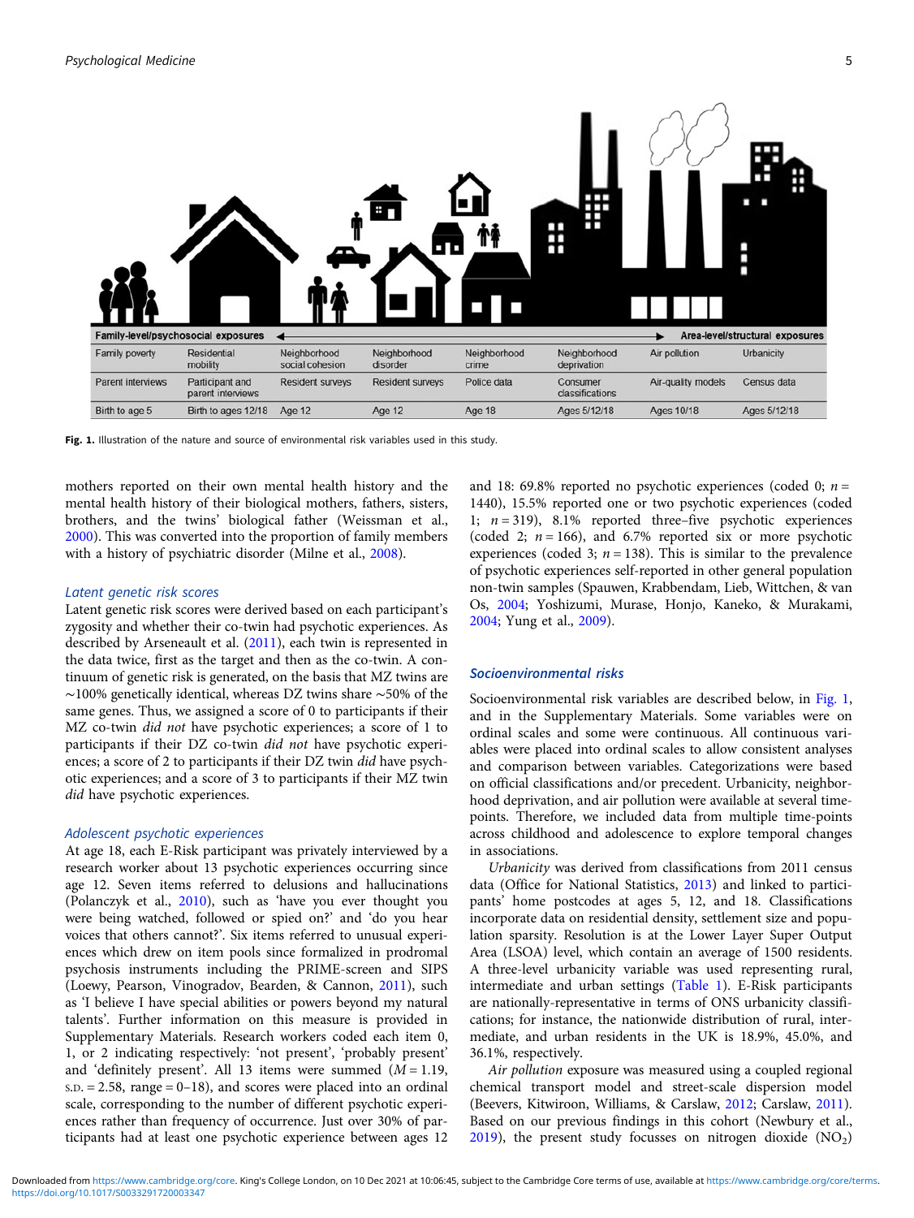| Family-level/psychosocial exposures |  |  |  |  |  |  | Area-level/structural exposures |
|---|---|---|---|---|---|---|---|
| Family poverty | Residential mobility | Neighborhood social cohesion | Neighborhood disorder | Neighborhood crime | Neighborhood deprivation | Air pollution | Urbanicity |
| Parent interviews | Participant and parent interviews | Resident surveys | Resident surveys | Police data | Consumer classifications | Air-quality models | Census data |
| Birth to age 5 | Birth to ages 12/18 | Age 12 | Age 12 | Age 18 | Ages 5/12/18 | Ages 10/18 | Ages 5/12/18 |

**Fig. 1.** Illustration of the nature and source of environmental risk variables used in this study.

mothers reported on their own mental health history and the mental health history of their biological mothers, fathers, sisters, brothers, and the twins' biological father (Weissman et al., 2000). This was converted into the proportion of family members with a history of psychiatric disorder (Milne et al., 2008).

### Latent genetic risk scores

Latent genetic risk scores were derived based on each participant's zygosity and whether their co-twin had psychotic experiences. As described by Arseneault et al. (2011), each twin is represented in the data twice, first as the target and then as the co-twin. A continuum of genetic risk is generated, on the basis that MZ twins are ~100% genetically identical, whereas DZ twins share ~50% of the same genes. Thus, we assigned a score of 0 to participants if their MZ co-twin *did not* have psychotic experiences; a score of 1 to participants if their DZ co-twin *did not* have psychotic experiences; a score of 2 to participants if their DZ twin *did* have psychotic experiences; and a score of 3 to participants if their MZ twin *did* have psychotic experiences.

### Adolescent psychotic experiences

At age 18, each E-Risk participant was privately interviewed by a research worker about 13 psychotic experiences occurring since age 12. Seven items referred to delusions and hallucinations (Polanczyk et al., 2010), such as 'have you ever thought you were being watched, followed or spied on?' and 'do you hear voices that others cannot?'. Six items referred to unusual experiences which drew on item pools since formalized in prodromal psychosis instruments including the PRIME-screen and SIPS (Loewy, Pearson, Vinogradov, Bearden, & Cannon, 2011), such as 'I believe I have special abilities or powers beyond my natural talents'. Further information on this measure is provided in Supplementary Materials. Research workers coded each item 0, 1, or 2 indicating respectively: 'not present', 'probably present' and 'definitely present'. All 13 items were summed ($M = 1.19$, s.d. $= 2.58$, range $= 0$–$18$), and scores were placed into an ordinal scale, corresponding to the number of different psychotic experiences rather than frequency of occurrence. Just over 30% of participants had at least one psychotic experience between ages 12 and 18: 69.8% reported no psychotic experiences (coded 0; $n = 1440$), 15.5% reported one or two psychotic experiences (coded 1; $n = 319$), 8.1% reported three–five psychotic experiences (coded 2; $n = 166$), and 6.7% reported six or more psychotic experiences (coded 3; $n = 138$). This is similar to the prevalence of psychotic experiences self-reported in other general population non-twin samples (Spauwen, Krabbendam, Lieb, Wittchen, & van Os, 2004; Yoshizumi, Murase, Honjo, Kaneko, & Murakami, 2004; Yung et al., 2009).

## Socioenvironmental risks

Socioenvironmental risk variables are described below, in Fig. 1, and in the Supplementary Materials. Some variables were on ordinal scales and some were continuous. All continuous variables were placed into ordinal scales to allow consistent analyses and comparison between variables. Categorizations were based on official classifications and/or precedent. Urbanicity, neighborhood deprivation, and air pollution were available at several time-points. Therefore, we included data from multiple time-points across childhood and adolescence to explore temporal changes in associations.

*Urbanicity* was derived from classifications from 2011 census data (Office for National Statistics, 2013) and linked to participants' home postcodes at ages 5, 12, and 18. Classifications incorporate data on residential density, settlement size and population sparsity. Resolution is at the Lower Layer Super Output Area (LSOA) level, which contain an average of 1500 residents. A three-level urbanicity variable was used representing rural, intermediate and urban settings (Table 1). E-Risk participants are nationally-representative in terms of ONS urbanicity classifications; for instance, the nationwide distribution of rural, intermediate, and urban residents in the UK is 18.9%, 45.0%, and 36.1%, respectively.

*Air pollution* exposure was measured using a coupled regional chemical transport model and street-scale dispersion model (Beevers, Kitwiroon, Williams, & Carslaw, 2012; Carslaw, 2011). Based on our previous findings in this cohort (Newbury et al., 2019), the present study focusses on nitrogen dioxide ($NO_2$)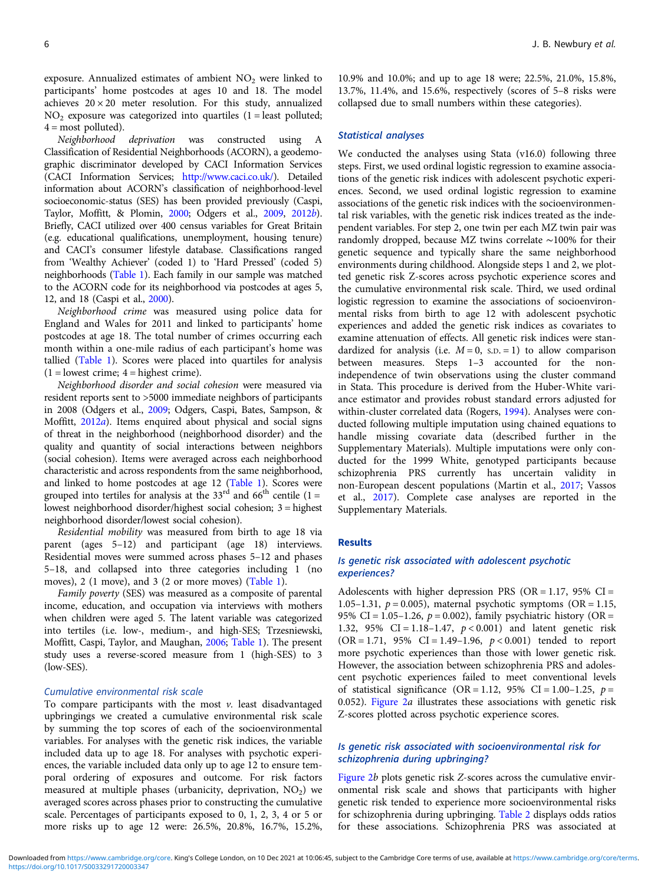exposure. Annualized estimates of ambient $NO_2$ were linked to participants' home postcodes at ages 10 and 18. The model achieves $20 \times 20$ meter resolution. For this study, annualized $NO_2$ exposure was categorized into quartiles (1 = least polluted; 4 = most polluted).

*Neighborhood deprivation* was constructed using A Classification of Residential Neighborhoods (ACORN), a geodemographic discriminator developed by CACI Information Services (CACI Information Services; http://www.caci.co.uk/). Detailed information about ACORN's classification of neighborhood-level socioeconomic-status (SES) has been provided previously (Caspi, Taylor, Moffitt, & Plomin, 2000; Odgers et al., 2009, 2012b). Briefly, CACI utilized over 400 census variables for Great Britain (e.g. educational qualifications, unemployment, housing tenure) and CACI's consumer lifestyle database. Classifications ranged from 'Wealthy Achiever' (coded 1) to 'Hard Pressed' (coded 5) neighborhoods (Table 1). Each family in our sample was matched to the ACORN code for its neighborhood via postcodes at ages 5, 12, and 18 (Caspi et al., 2000).

*Neighborhood crime* was measured using police data for England and Wales for 2011 and linked to participants' home postcodes at age 18. The total number of crimes occurring each month within a one-mile radius of each participant's home was tallied (Table 1). Scores were placed into quartiles for analysis (1 = lowest crime; 4 = highest crime).

*Neighborhood disorder and social cohesion* were measured via resident reports sent to >5000 immediate neighbors of participants in 2008 (Odgers et al., 2009; Odgers, Caspi, Bates, Sampson, & Moffitt, 2012a). Items enquired about physical and social signs of threat in the neighborhood (neighborhood disorder) and the quality and quantity of social interactions between neighbors (social cohesion). Items were averaged across each neighborhood characteristic and across respondents from the same neighborhood, and linked to home postcodes at age 12 (Table 1). Scores were grouped into tertiles for analysis at the 33rd and 66th centile (1 = lowest neighborhood disorder/highest social cohesion; 3 = highest neighborhood disorder/lowest social cohesion).

*Residential mobility* was measured from birth to age 18 via parent (ages 5–12) and participant (age 18) interviews. Residential moves were summed across phases 5–12 and phases 5–18, and collapsed into three categories including 1 (no moves), 2 (1 move), and 3 (2 or more moves) (Table 1).

*Family poverty* (SES) was measured as a composite of parental income, education, and occupation via interviews with mothers when children were aged 5. The latent variable was categorized into tertiles (i.e. low-, medium-, and high-SES; Trzesniewski, Moffitt, Caspi, Taylor, and Maughan, 2006; Table 1). The present study uses a reverse-scored measure from 1 (high-SES) to 3 (low-SES).

### Cumulative environmental risk scale

To compare participants with the most *v.* least disadvantaged upbringings we created a cumulative environmental risk scale by summing the top scores of each of the socioenvironmental variables. For analyses with the genetic risk indices, the variable included data up to age 18. For analyses with psychotic experiences, the variable included data only up to age 12 to ensure temporal ordering of exposures and outcome. For risk factors measured at multiple phases (urbanicity, deprivation, $NO_2$) we averaged scores across phases prior to constructing the cumulative scale. Percentages of participants exposed to 0, 1, 2, 3, 4 or 5 or more risks up to age 12 were: 26.5%, 20.8%, 16.7%, 15.2%, 10.9% and 10.0%; and up to age 18 were; 22.5%, 21.0%, 15.8%, 13.7%, 11.4%, and 15.6%, respectively (scores of 5–8 risks were collapsed due to small numbers within these categories).

### Statistical analyses

We conducted the analyses using Stata (v16.0) following three steps. First, we used ordinal logistic regression to examine associations of the genetic risk indices with adolescent psychotic experiences. Second, we used ordinal logistic regression to examine associations of the genetic risk indices with the socioenvironmental risk variables, with the genetic risk indices treated as the independent variables. For step 2, one twin per each MZ twin pair was randomly dropped, because MZ twins correlate ∼100% for their genetic sequence and typically share the same neighborhood environments during childhood. Alongside steps 1 and 2, we plotted genetic risk Z-scores across psychotic experience scores and the cumulative environmental risk scale. Third, we used ordinal logistic regression to examine the associations of socioenvironmental risks from birth to age 12 with adolescent psychotic experiences and added the genetic risk indices as covariates to examine attenuation of effects. All genetic risk indices were standardized for analysis (i.e. $M = 0$, $\text{S.D.} = 1$) to allow comparison between measures. Steps 1–3 accounted for the non-independence of twin observations using the cluster command in Stata. This procedure is derived from the Huber-White variance estimator and provides robust standard errors adjusted for within-cluster correlated data (Rogers, 1994). Analyses were conducted following multiple imputation using chained equations to handle missing covariate data (described further in the Supplementary Materials). Multiple imputations were only conducted for the 1999 White, genotyped participants because schizophrenia PRS currently has uncertain validity in non-European descent populations (Martin et al., 2017; Vassos et al., 2017). Complete case analyses are reported in the Supplementary Materials.

## Results

### Is genetic risk associated with adolescent psychotic experiences?

Adolescents with higher depression PRS (OR = 1.17, 95% CI = 1.05–1.31, $p = 0.005$), maternal psychotic symptoms (OR = 1.15, 95% CI = 1.05–1.26, $p = 0.002$), family psychiatric history (OR = 1.32, 95% CI = 1.18–1.47, $p < 0.001$) and latent genetic risk (OR = 1.71, 95% CI = 1.49–1.96, $p < 0.001$) tended to report more psychotic experiences than those with lower genetic risk. However, the association between schizophrenia PRS and adolescent psychotic experiences failed to meet conventional levels of statistical significance (OR = 1.12, 95% CI = 1.00–1.25, $p = 0.052$). Figure 2*a* illustrates these associations with genetic risk Z-scores plotted across psychotic experience scores.

### Is genetic risk associated with socioenvironmental risk for schizophrenia during upbringing?

Figure 2*b* plots genetic risk *Z*-scores across the cumulative environmental risk scale and shows that participants with higher genetic risk tended to experience more socioenvironmental risks for schizophrenia during upbringing. Table 2 displays odds ratios for these associations. Schizophrenia PRS was associated at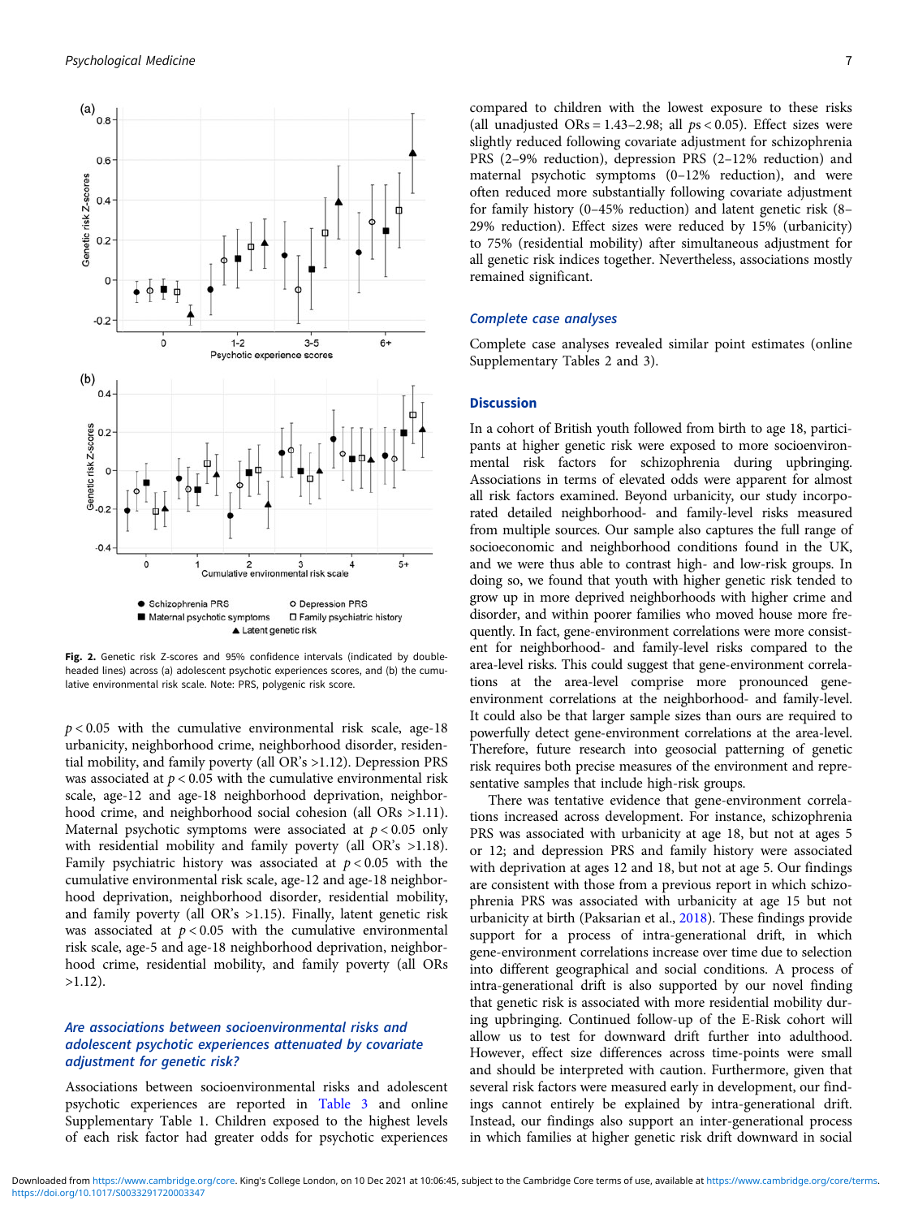(a)

0.8

0.6

0.4

0.2

0

-0.2

Genetic risk Z-scores

0

1-2

3-5

6+

Psychotic experience scores

(b)

0.4

0.2

0

-0.2

-0.4

Genetic risk Z-scores

0

1

2

3

4

5+

Cumulative environmental risk scale

● Schizophrenia PRS ○ Depression PRS ■ Maternal psychotic symptoms □ Family psychiatric history ▲ Latent genetic risk

**Fig. 2.** Genetic risk Z-scores and 95% confidence intervals (indicated by double-headed lines) across (a) adolescent psychotic experiences scores, and (b) the cumulative environmental risk scale. Note: PRS, polygenic risk score.

$p < 0.05$ with the cumulative environmental risk scale, age-18 urbanicity, neighborhood crime, neighborhood disorder, residential mobility, and family poverty (all OR's >1.12). Depression PRS was associated at $p < 0.05$ with the cumulative environmental risk scale, age-12 and age-18 neighborhood deprivation, neighborhood crime, and neighborhood social cohesion (all ORs >1.11). Maternal psychotic symptoms were associated at $p < 0.05$ only with residential mobility and family poverty (all OR's >1.18). Family psychiatric history was associated at $p < 0.05$ with the cumulative environmental risk scale, age-12 and age-18 neighborhood deprivation, neighborhood disorder, residential mobility, and family poverty (all OR's >1.15). Finally, latent genetic risk was associated at $p < 0.05$ with the cumulative environmental risk scale, age-5 and age-18 neighborhood deprivation, neighborhood crime, residential mobility, and family poverty (all ORs >1.12).

### *Are associations between socioenvironmental risks and adolescent psychotic experiences attenuated by covariate adjustment for genetic risk?*

Associations between socioenvironmental risks and adolescent psychotic experiences are reported in Table 3 and online Supplementary Table 1. Children exposed to the highest levels of each risk factor had greater odds for psychotic experiences compared to children with the lowest exposure to these risks (all unadjusted ORs = 1.43–2.98; all $ps < 0.05$). Effect sizes were slightly reduced following covariate adjustment for schizophrenia PRS (2–9% reduction), depression PRS (2–12% reduction) and maternal psychotic symptoms (0–12% reduction), and were often reduced more substantially following covariate adjustment for family history (0–45% reduction) and latent genetic risk (8–29% reduction). Effect sizes were reduced by 15% (urbanicity) to 75% (residential mobility) after simultaneous adjustment for all genetic risk indices together. Nevertheless, associations mostly remained significant.

### *Complete case analyses*

Complete case analyses revealed similar point estimates (online Supplementary Tables 2 and 3).

## Discussion

In a cohort of British youth followed from birth to age 18, participants at higher genetic risk were exposed to more socioenvironmental risk factors for schizophrenia during upbringing. Associations in terms of elevated odds were apparent for almost all risk factors examined. Beyond urbanicity, our study incorporated detailed neighborhood- and family-level risks measured from multiple sources. Our sample also captures the full range of socioeconomic and neighborhood conditions found in the UK, and we were thus able to contrast high- and low-risk groups. In doing so, we found that youth with higher genetic risk tended to grow up in more deprived neighborhoods with higher crime and disorder, and within poorer families who moved house more frequently. In fact, gene-environment correlations were more consistent for neighborhood- and family-level risks compared to the area-level risks. This could suggest that gene-environment correlations at the area-level comprise more pronounced gene-environment correlations at the neighborhood- and family-level. It could also be that larger sample sizes than ours are required to powerfully detect gene-environment correlations at the area-level. Therefore, future research into geosocial patterning of genetic risk requires both precise measures of the environment and representative samples that include high-risk groups.

There was tentative evidence that gene-environment correlations increased across development. For instance, schizophrenia PRS was associated with urbanicity at age 18, but not at ages 5 or 12; and depression PRS and family history were associated with deprivation at ages 12 and 18, but not at age 5. Our findings are consistent with those from a previous report in which schizophrenia PRS was associated with urbanicity at age 15 but not urbanicity at birth (Paksarian et al., 2018). These findings provide support for a process of intra-generational drift, in which gene-environment correlations increase over time due to selection into different geographical and social conditions. A process of intra-generational drift is also supported by our novel finding that genetic risk is associated with more residential mobility during upbringing. Continued follow-up of the E-Risk cohort will allow us to test for downward drift further into adulthood. However, effect size differences across time-points were small and should be interpreted with caution. Furthermore, given that several risk factors were measured early in development, our findings cannot entirely be explained by intra-generational drift. Instead, our findings also support an inter-generational process in which families at higher genetic risk drift downward in social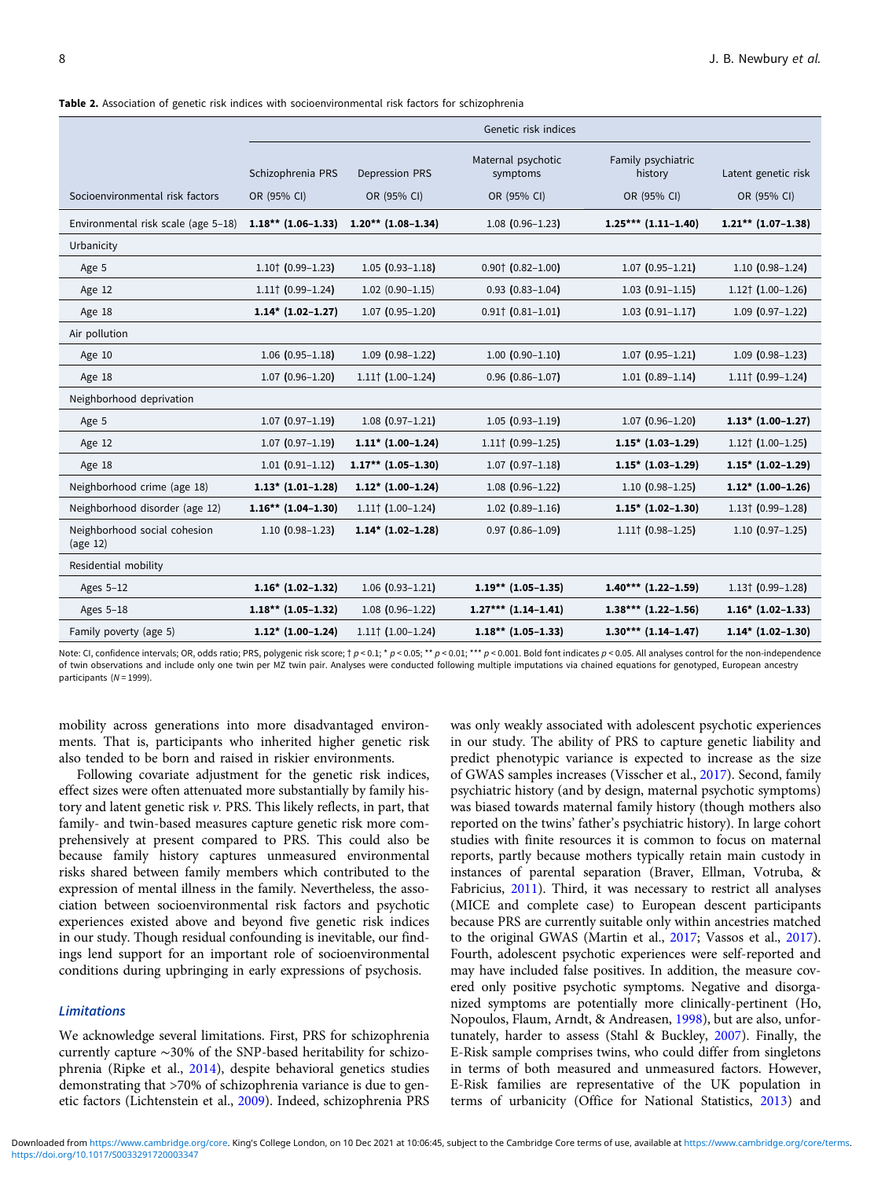**Table 2.** Association of genetic risk indices with socioenvironmental risk factors for schizophrenia

| | Genetic risk indices | | | | |
|---|---|---|---|---|---|
| | Schizophrenia PRS | Depression PRS | Maternal psychotic symptoms | Family psychiatric history | Latent genetic risk |
| Socioenvironmental risk factors | OR (95% CI) | OR (95% CI) | OR (95% CI) | OR (95% CI) | OR (95% CI) |
| Environmental risk scale (age 5–18) | **1.18** (1.06–1.33)** | **1.20** (1.08–1.34)** | 1.08 (0.96–1.23) | **1.25*** (1.11–1.40)** | **1.21** (1.07–1.38)** |
| Urbanicity | | | | | |
| Age 5 | 1.10† (0.99–1.23) | 1.05 (0.93–1.18) | 0.90† (0.82–1.00) | 1.07 (0.95–1.21) | 1.10 (0.98–1.24) |
| Age 12 | 1.11† (0.99–1.24) | 1.02 (0.90–1.15) | 0.93 (0.83–1.04) | 1.03 (0.91–1.15) | 1.12† (1.00–1.26) |
| Age 18 | **1.14* (1.02–1.27)** | 1.07 (0.95–1.20) | 0.91† (0.81–1.01) | 1.03 (0.91–1.17) | 1.09 (0.97–1.22) |
| Air pollution | | | | | |
| Age 10 | 1.06 (0.95–1.18) | 1.09 (0.98–1.22) | 1.00 (0.90–1.10) | 1.07 (0.95–1.21) | 1.09 (0.98–1.23) |
| Age 18 | 1.07 (0.96–1.20) | 1.11† (1.00–1.24) | 0.96 (0.86–1.07) | 1.01 (0.89–1.14) | 1.11† (0.99–1.24) |
| Neighborhood deprivation | | | | | |
| Age 5 | 1.07 (0.97–1.19) | 1.08 (0.97–1.21) | 1.05 (0.93–1.19) | 1.07 (0.96–1.20) | **1.13* (1.00–1.27)** |
| Age 12 | 1.07 (0.97–1.19) | **1.11* (1.00–1.24)** | 1.11† (0.99–1.25) | **1.15* (1.03–1.29)** | 1.12† (1.00–1.25) |
| Age 18 | 1.01 (0.91–1.12) | **1.17** (1.05–1.30)** | 1.07 (0.97–1.18) | **1.15* (1.03–1.29)** | **1.15* (1.02–1.29)** |
| Neighborhood crime (age 18) | **1.13* (1.01–1.28)** | **1.12* (1.00–1.24)** | 1.08 (0.96–1.22) | 1.10 (0.98–1.25) | **1.12* (1.00–1.26)** |
| Neighborhood disorder (age 12) | **1.16** (1.04–1.30)** | 1.11† (1.00–1.24) | 1.02 (0.89–1.16) | **1.15* (1.02–1.30)** | 1.13† (0.99–1.28) |
| Neighborhood social cohesion (age 12) | 1.10 (0.98–1.23) | **1.14* (1.02–1.28)** | 0.97 (0.86–1.09) | 1.11† (0.98–1.25) | 1.10 (0.97–1.25) |
| Residential mobility | | | | | |
| Ages 5–12 | **1.16* (1.02–1.32)** | 1.06 (0.93–1.21) | **1.19** (1.05–1.35)** | **1.40*** (1.22–1.59)** | 1.13† (0.99–1.28) |
| Ages 5–18 | **1.18** (1.05–1.32)** | 1.08 (0.96–1.22) | **1.27*** (1.14–1.41)** | **1.38*** (1.22–1.56)** | **1.16* (1.02–1.33)** |
| Family poverty (age 5) | **1.12* (1.00–1.24)** | 1.11† (1.00–1.24) | **1.18*** (1.05–1.33)** | **1.30*** (1.14–1.47)** | **1.14* (1.02–1.30)** |

Note: CI, confidence intervals; OR, odds ratio; PRS, polygenic risk score; † $p < 0.1$; * $p < 0.05$; ** $p < 0.01$; *** $p < 0.001$. Bold font indicates $p < 0.05$. All analyses control for the non-independence of twin observations and include only one twin per MZ twin pair. Analyses were conducted following multiple imputations via chained equations for genotyped, European ancestry participants ($N = 1999$).

mobility across generations into more disadvantaged environments. That is, participants who inherited higher genetic risk also tended to be born and raised in riskier environments.

Following covariate adjustment for the genetic risk indices, effect sizes were often attenuated more substantially by family history and latent genetic risk *v.* PRS. This likely reflects, in part, that family- and twin-based measures capture genetic risk more comprehensively at present compared to PRS. This could also be because family history captures unmeasured environmental risks shared between family members which contributed to the expression of mental illness in the family. Nevertheless, the association between socioenvironmental risk factors and psychotic experiences existed above and beyond five genetic risk indices in our study. Though residual confounding is inevitable, our findings lend support for an important role of socioenvironmental conditions during upbringing in early expressions of psychosis.

### Limitations

We acknowledge several limitations. First, PRS for schizophrenia currently capture ~30% of the SNP-based heritability for schizophrenia (Ripke et al., 2014), despite behavioral genetics studies demonstrating that >70% of schizophrenia variance is due to genetic factors (Lichtenstein et al., 2009). Indeed, schizophrenia PRS was only weakly associated with adolescent psychotic experiences in our study. The ability of PRS to capture genetic liability and predict phenotypic variance is expected to increase as the size of GWAS samples increases (Visscher et al., 2017). Second, family psychiatric history (and by design, maternal psychotic symptoms) was biased towards maternal family history (though mothers also reported on the twins' father's psychiatric history). In large cohort studies with finite resources it is common to focus on maternal reports, partly because mothers typically retain main custody in instances of parental separation (Braver, Ellman, Votruba, & Fabricius, 2011). Third, it was necessary to restrict all analyses (MICE and complete case) to European descent participants because PRS are currently suitable only within ancestries matched to the original GWAS (Martin et al., 2017; Vassos et al., 2017). Fourth, adolescent psychotic experiences were self-reported and may have included false positives. In addition, the measure covered only positive psychotic symptoms. Negative and disorganized symptoms are potentially more clinically-pertinent (Ho, Nopoulos, Flaum, Arndt, & Andreasen, 1998), but are also, unfortunately, harder to assess (Stahl & Buckley, 2007). Finally, the E-Risk sample comprises twins, who could differ from singletons in terms of both measured and unmeasured factors. However, E-Risk families are representative of the UK population in terms of urbanicity (Office for National Statistics, 2013) and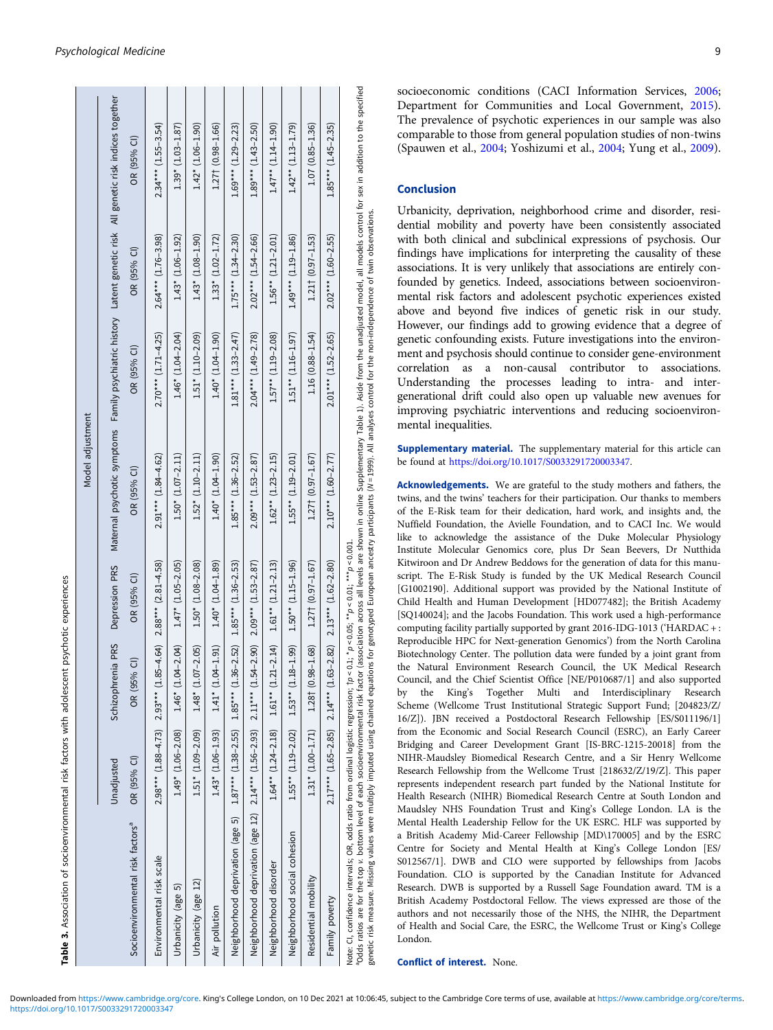**Table 3.** Association of socioenvironmental risk factors with adolescent psychotic experiences

| | Model adjustment | | | | | | | |
|---|---|---|---|---|---|---|---|---|
| | Unadjusted | Schizophrenia PRS | Depression PRS | Maternal psychotic symptoms | Family psychiatric history | Latent genetic risk | All genetic risk indices together |
| Socioenvironmental risk factors[a] | OR (95% CI) | OR (95% CI) | OR (95% CI) | OR (95% CI) | OR (95% CI) | OR (95% CI) | OR (95% CI) |
| Environmental risk scale | 2.98*** (1.88–4.73) | 2.93*** (1.85–4.64) | 2.88*** (2.81–4.58) | 2.91*** (1.84–4.62) | 2.70*** (1.71–4.25) | 2.64*** (1.76–3.98) | 2.34*** (1.55–3.54) |
| Urbanicity (age 5) | 1.49* (1.06–2.08) | 1.46* (1.04–2.04) | 1.47* (1.05–2.05) | 1.50* (1.07–2.11) | 1.46* (1.04–2.04) | 1.43* (1.06–1.92) | 1.39* (1.03–1.87) |
| Urbanicity (age 12) | 1.51* (1.09–2.09) | 1.48* (1.07–2.05) | 1.50* (1.08–2.08) | 1.52* (1.10–2.11) | 1.51* (1.10–2.09) | 1.43* (1.08–1.90) | 1.42* (1.06–1.90) |
| Air pollution | 1.43* (1.06–1.93) | 1.41* (1.04–1.91) | 1.40* (1.04–1.89) | 1.40* (1.04–1.90) | 1.40* (1.04–1.90) | 1.33* (1.02–1.72) | 1.27† (0.98–1.66) |
| Neighborhood deprivation (age 5) | 1.87*** (1.38–2.55) | 1.85*** (1.36–2.52) | 1.85*** (1.36–2.53) | 1.85*** (1.36–2.52) | 1.81*** (1.33–2.47) | 1.75*** (1.34–2.30) | 1.69*** (1.29–2.23) |
| Neighborhood deprivation (age 12) | 2.14*** (1.56–2.93) | 2.11*** (1.54–2.90) | 2.09*** (1.53–2.87) | 2.09*** (1.53–2.87) | 2.04*** (1.49–2.78) | 2.02*** (1.54–2.66) | 1.89*** (1.43–2.50) |
| Neighborhood disorder | 1.64** (1.24–2.18) | 1.61** (1.21–2.14) | 1.61** (1.21–2.13) | 1.62** (1.23–2.15) | 1.57** (1.19–2.08) | 1.56** (1.21–2.01) | 1.47** (1.14–1.90) |
| Neighborhood social cohesion | 1.55** (1.19–2.02) | 1.53** (1.18–1.99) | 1.50** (1.15–1.96) | 1.55** (1.19–2.01) | 1.51** (1.16–1.97) | 1.49*** (1.19–1.86) | 1.42** (1.13–1.79) |
| Residential mobility | 1.31* (1.00–1.71) | 1.28† (0.98–1.68) | 1.27† (0.97–1.67) | 1.27† (0.97–1.67) | 1.16 (0.88–1.54) | 1.21† (0.97–1.53) | 1.07 (0.85–1.36) |
| Family poverty | 2.17*** (1.65–2.85) | 2.14*** (1.63–2.82) | 2.13*** (1.62–2.80) | 2.10*** (1.60–2.77) | 2.01*** (1.52–2.65) | 2.02*** (1.60–2.55) | 1.85*** (1.45–2.35) |

Note: CI, confidence intervals; OR, odds ratio from ordinal logistic regression; †$p < 0.1$; *$p < 0.05$; **$p < 0.01$; ***$p < 0.001$.

[a]Odds ratios are for the top *v.* bottom level of each socioenvironmental risk factor (association across all levels are shown in online Supplementary Table 1). Aside from the unadjusted model, all models control for sex in addition to the specified genetic risk measure. Missing values were multiply imputed using chained equations for genotyped European ancestry participants ($N = 1999$). All analyses control for the non-independence of twin observations.

socioeconomic conditions (CACI Information Services, 2006; Department for Communities and Local Government, 2015). The prevalence of psychotic experiences in our sample was also comparable to those from general population studies of non-twins (Spauwen et al., 2004; Yoshizumi et al., 2004; Yung et al., 2009).

## Conclusion

Urbanicity, deprivation, neighborhood crime and disorder, residential mobility and poverty have been consistently associated with both clinical and subclinical expressions of psychosis. Our findings have implications for interpreting the causality of these associations. It is very unlikely that associations are entirely confounded by genetics. Indeed, associations between socioenvironmental risk factors and adolescent psychotic experiences existed above and beyond five indices of genetic risk in our study. However, our findings add to growing evidence that a degree of genetic confounding exists. Future investigations into the environment and psychosis should continue to consider gene-environment correlation as a non-causal contributor to associations. Understanding the processes leading to intra- and inter-generational drift could also open up valuable new avenues for improving psychiatric interventions and reducing socioenvironmental inequalities.

**Supplementary material.** The supplementary material for this article can be found at https://doi.org/10.1017/S0033291720003347.

**Acknowledgements.** We are grateful to the study mothers and fathers, the twins, and the twins' teachers for their participation. Our thanks to members of the E-Risk team for their dedication, hard work, and insights and, the Nuffield Foundation, the Avielle Foundation, and to CACI Inc. We would like to acknowledge the assistance of the Duke Molecular Physiology Institute Molecular Genomics core, plus Dr Sean Beevers, Dr Nutthida Kitwiroon and Dr Andrew Beddows for the generation of data for this manuscript. The E-Risk Study is funded by the UK Medical Research Council [G1002190]. Additional support was provided by the National Institute of Child Health and Human Development [HD077482]; the British Academy [SQ140024]; and the Jacobs Foundation. This work used a high-performance computing facility partially supported by grant 2016-IDG-1013 ('HARDAC+: Reproducible HPC for Next-generation Genomics') from the North Carolina Biotechnology Center. The pollution data were funded by a joint grant from the Natural Environment Research Council, the UK Medical Research Council, and the Chief Scientist Office [NE/P010687/1] and also supported by the King's Together Multi and Interdisciplinary Research Scheme (Wellcome Trust Institutional Strategic Support Fund; [204823/Z/16/Z]). JBN received a Postdoctoral Research Fellowship [ES/S011196/1] from the Economic and Social Research Council (ESRC), an Early Career Bridging and Career Development Grant [IS-BRC-1215-20018] from the NIHR-Maudsley Biomedical Research Centre, and a Sir Henry Wellcome Research Fellowship from the Wellcome Trust [218632/Z/19/Z]. This paper represents independent research part funded by the National Institute for Health Research (NIHR) Biomedical Research Centre at South London and Maudsley NHS Foundation Trust and King's College London. LA is the Mental Health Leadership Fellow for the UK ESRC. HLF was supported by a British Academy Mid-Career Fellowship [MD\170005] and by the ESRC Centre for Society and Mental Health at King's College London [ES/S012567/1]. DWB and CLO were supported by fellowships from Jacobs Foundation. CLO is supported by the Canadian Institute for Advanced Research. DWB is supported by a Russell Sage Foundation award. TM is a British Academy Postdoctoral Fellow. The views expressed are those of the authors and not necessarily those of the NHS, the NIHR, the Department of Health and Social Care, the ESRC, the Wellcome Trust or King's College London.

**Conflict of interest.** None.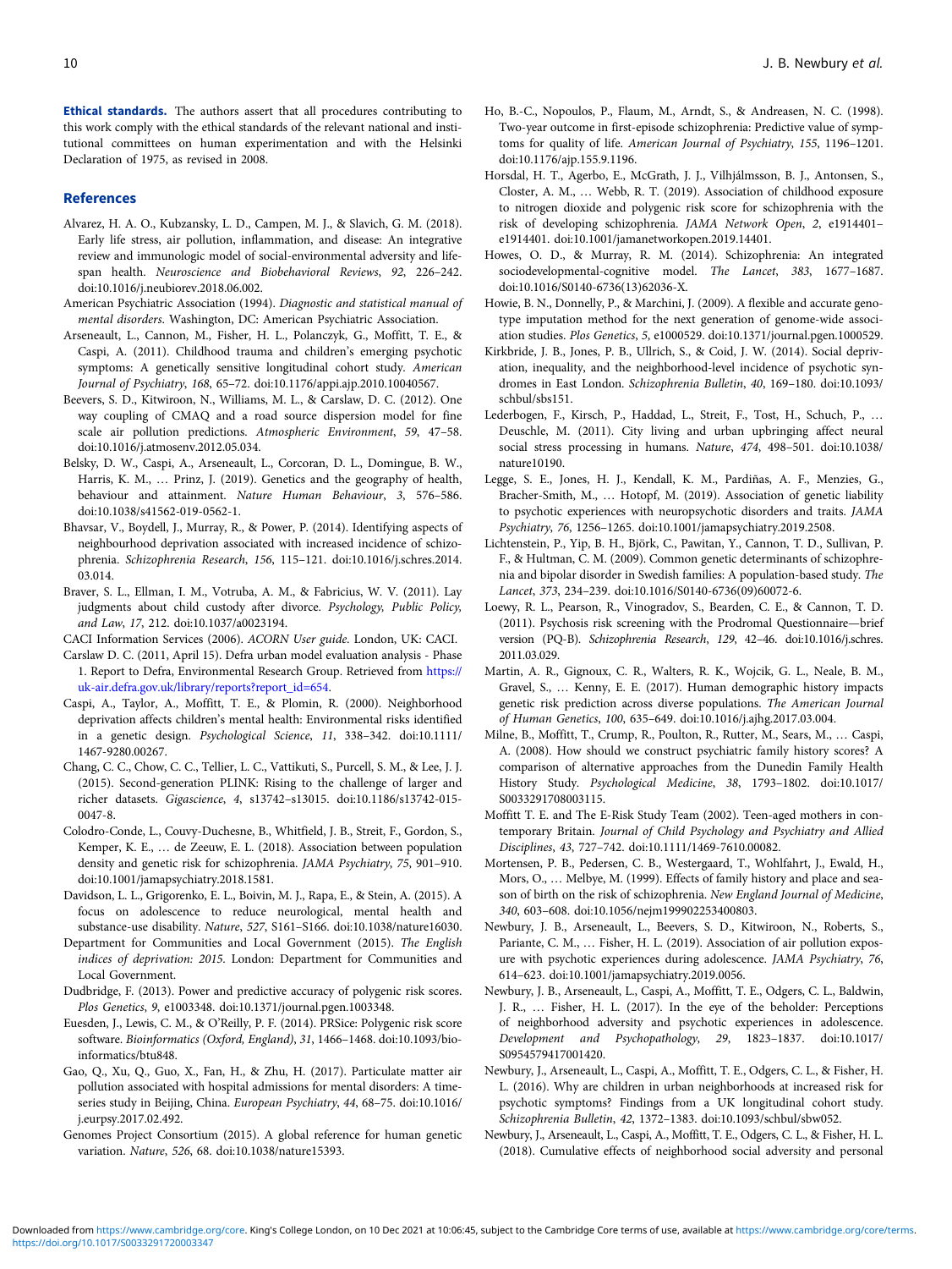**Ethical standards.** The authors assert that all procedures contributing to this work comply with the ethical standards of the relevant national and institutional committees on human experimentation and with the Helsinki Declaration of 1975, as revised in 2008.

## References

Alvarez, H. A. O., Kubzansky, L. D., Campen, M. J., & Slavich, G. M. (2018). Early life stress, air pollution, inflammation, and disease: An integrative review and immunologic model of social-environmental adversity and lifespan health. *Neuroscience and Biobehavioral Reviews*, *92*, 226–242. doi:10.1016/j.neubiorev.2018.06.002.

American Psychiatric Association (1994). *Diagnostic and statistical manual of mental disorders*. Washington, DC: American Psychiatric Association.

Arseneault, L., Cannon, M., Fisher, H. L., Polanczyk, G., Moffitt, T. E., & Caspi, A. (2011). Childhood trauma and children's emerging psychotic symptoms: A genetically sensitive longitudinal cohort study. *American Journal of Psychiatry*, *168*, 65–72. doi:10.1176/appi.ajp.2010.10040567.

Beevers, S. D., Kitwiroon, N., Williams, M. L., & Carslaw, D. C. (2012). One way coupling of CMAQ and a road source dispersion model for fine scale air pollution predictions. *Atmospheric Environment*, *59*, 47–58. doi:10.1016/j.atmosenv.2012.05.034.

Belsky, D. W., Caspi, A., Arseneault, L., Corcoran, D. L., Domingue, B. W., Harris, K. M., … Prinz, J. (2019). Genetics and the geography of health, behaviour and attainment. *Nature Human Behaviour*, *3*, 576–586. doi:10.1038/s41562-019-0562-1.

Bhavsar, V., Boydell, J., Murray, R., & Power, P. (2014). Identifying aspects of neighbourhood deprivation associated with increased incidence of schizophrenia. *Schizophrenia Research*, *156*, 115–121. doi:10.1016/j.schres.2014.03.014.

Braver, S. L., Ellman, I. M., Votruba, A. M., & Fabricius, W. V. (2011). Lay judgments about child custody after divorce. *Psychology, Public Policy, and Law*, *17*, 212. doi:10.1037/a0023194.

CACI Information Services (2006). *ACORN User guide*. London, UK: CACI.

Carslaw D. C. (2011, April 15). Defra urban model evaluation analysis - Phase 1. Report to Defra, Environmental Research Group. Retrieved from https://uk-air.defra.gov.uk/library/reports?report_id=654.

Caspi, A., Taylor, A., Moffitt, T. E., & Plomin, R. (2000). Neighborhood deprivation affects children's mental health: Environmental risks identified in a genetic design. *Psychological Science*, *11*, 338–342. doi:10.1111/1467-9280.00267.

Chang, C. C., Chow, C. C., Tellier, L. C., Vattikuti, S., Purcell, S. M., & Lee, J. J. (2015). Second-generation PLINK: Rising to the challenge of larger and richer datasets. *Gigascience*, *4*, s13742–s13015. doi:10.1186/s13742-015-0047-8.

Colodro-Conde, L., Couvy-Duchesne, B., Whitfield, J. B., Streit, F., Gordon, S., Kemper, K. E., … de Zeeuw, E. L. (2018). Association between population density and genetic risk for schizophrenia. *JAMA Psychiatry*, *75*, 901–910. doi:10.1001/jamapsychiatry.2018.1581.

Davidson, L. L., Grigorenko, E. L., Boivin, M. J., Rapa, E., & Stein, A. (2015). A focus on adolescence to reduce neurological, mental health and substance-use disability. *Nature*, *527*, S161–S166. doi:10.1038/nature16030.

Department for Communities and Local Government (2015). *The English indices of deprivation: 2015*. London: Department for Communities and Local Government.

Dudbridge, F. (2013). Power and predictive accuracy of polygenic risk scores. *Plos Genetics*, *9*, e1003348. doi:10.1371/journal.pgen.1003348.

Euesden, J., Lewis, C. M., & O'Reilly, P. F. (2014). PRSice: Polygenic risk score software. *Bioinformatics (Oxford, England)*, *31*, 1466–1468. doi:10.1093/bioinformatics/btu848.

Gao, Q., Xu, Q., Guo, X., Fan, H., & Zhu, H. (2017). Particulate matter air pollution associated with hospital admissions for mental disorders: A time-series study in Beijing, China. *European Psychiatry*, *44*, 68–75. doi:10.1016/j.eurpsy.2017.02.492.

Genomes Project Consortium (2015). A global reference for human genetic variation. *Nature*, *526*, 68. doi:10.1038/nature15393.

Ho, B.-C., Nopoulos, P., Flaum, M., Arndt, S., & Andreasen, N. C. (1998). Two-year outcome in first-episode schizophrenia: Predictive value of symptoms for quality of life. *American Journal of Psychiatry*, *155*, 1196–1201. doi:10.1176/ajp.155.9.1196.

Horsdal, H. T., Agerbo, E., McGrath, J. J., Vilhjálmsson, B. J., Antonsen, S., Closter, A. M., … Webb, R. T. (2019). Association of childhood exposure to nitrogen dioxide and polygenic risk score for schizophrenia with the risk of developing schizophrenia. *JAMA Network Open*, *2*, e1914401–e1914401. doi:10.1001/jamanetworkopen.2019.14401.

Howes, O. D., & Murray, R. M. (2014). Schizophrenia: An integrated sociodevelopmental-cognitive model. *The Lancet*, *383*, 1677–1687. doi:10.1016/S0140-6736(13)62036-X.

Howie, B. N., Donnelly, P., & Marchini, J. (2009). A flexible and accurate genotype imputation method for the next generation of genome-wide association studies. *Plos Genetics*, *5*, e1000529. doi:10.1371/journal.pgen.1000529.

Kirkbride, J. B., Jones, P. B., Ullrich, S., & Coid, J. W. (2014). Social deprivation, inequality, and the neighborhood-level incidence of psychotic syndromes in East London. *Schizophrenia Bulletin*, *40*, 169–180. doi:10.1093/schbul/sbs151.

Lederbogen, F., Kirsch, P., Haddad, L., Streit, F., Tost, H., Schuch, P., … Deuschle, M. (2011). City living and urban upbringing affect neural social stress processing in humans. *Nature*, *474*, 498–501. doi:10.1038/nature10190.

Legge, S. E., Jones, H. J., Kendall, K. M., Pardiñas, A. F., Menzies, G., Bracher-Smith, M., … Hotopf, M. (2019). Association of genetic liability to psychotic experiences with neuropsychotic disorders and traits. *JAMA Psychiatry*, *76*, 1256–1265. doi:10.1001/jamapsychiatry.2019.2508.

Lichtenstein, P., Yip, B. H., Björk, C., Pawitan, Y., Cannon, T. D., Sullivan, P. F., & Hultman, C. M. (2009). Common genetic determinants of schizophrenia and bipolar disorder in Swedish families: A population-based study. *The Lancet*, *373*, 234–239. doi:10.1016/S0140-6736(09)60072-6.

Loewy, R. L., Pearson, R., Vinogradov, S., Bearden, C. E., & Cannon, T. D. (2011). Psychosis risk screening with the Prodromal Questionnaire—brief version (PQ-B). *Schizophrenia Research*, *129*, 42–46. doi:10.1016/j.schres.2011.03.029.

Martin, A. R., Gignoux, C. R., Walters, R. K., Wojcik, G. L., Neale, B. M., Gravel, S., … Kenny, E. E. (2017). Human demographic history impacts genetic risk prediction across diverse populations. *The American Journal of Human Genetics*, *100*, 635–649. doi:10.1016/j.ajhg.2017.03.004.

Milne, B., Moffitt, T., Crump, R., Poulton, R., Rutter, M., Sears, M., … Caspi, A. (2008). How should we construct psychiatric family history scores? A comparison of alternative approaches from the Dunedin Family Health History Study. *Psychological Medicine*, *38*, 1793–1802. doi:10.1017/S0033291708003115.

Moffitt T. E. and The E-Risk Study Team (2002). Teen-aged mothers in contemporary Britain. *Journal of Child Psychology and Psychiatry and Allied Disciplines*, *43*, 727–742. doi:10.1111/1469-7610.00082.

Mortensen, P. B., Pedersen, C. B., Westergaard, T., Wohlfahrt, J., Ewald, H., Mors, O., … Melbye, M. (1999). Effects of family history and place and season of birth on the risk of schizophrenia. *New England Journal of Medicine*, *340*, 603–608. doi:10.1056/nejm199902253400803.

Newbury, J. B., Arseneault, L., Beevers, S. D., Kitwiroon, N., Roberts, S., Pariante, C. M., … Fisher, H. L. (2019). Association of air pollution exposure with psychotic experiences during adolescence. *JAMA Psychiatry*, *76*, 614–623. doi:10.1001/jamapsychiatry.2019.0056.

Newbury, J. B., Arseneault, L., Caspi, A., Moffitt, T. E., Odgers, C. L., Baldwin, J. R., … Fisher, H. L. (2017). In the eye of the beholder: Perceptions of neighborhood adversity and psychotic experiences in adolescence. *Development and Psychopathology*, *29*, 1823–1837. doi:10.1017/S0954579417001420.

Newbury, J., Arseneault, L., Caspi, A., Moffitt, T. E., Odgers, C. L., & Fisher, H. L. (2016). Why are children in urban neighborhoods at increased risk for psychotic symptoms? Findings from a UK longitudinal cohort study. *Schizophrenia Bulletin*, *42*, 1372–1383. doi:10.1093/schbul/sbw052.

Newbury, J., Arseneault, L., Caspi, A., Moffitt, T. E., Odgers, C. L., & Fisher, H. L. (2018). Cumulative effects of neighborhood social adversity and personal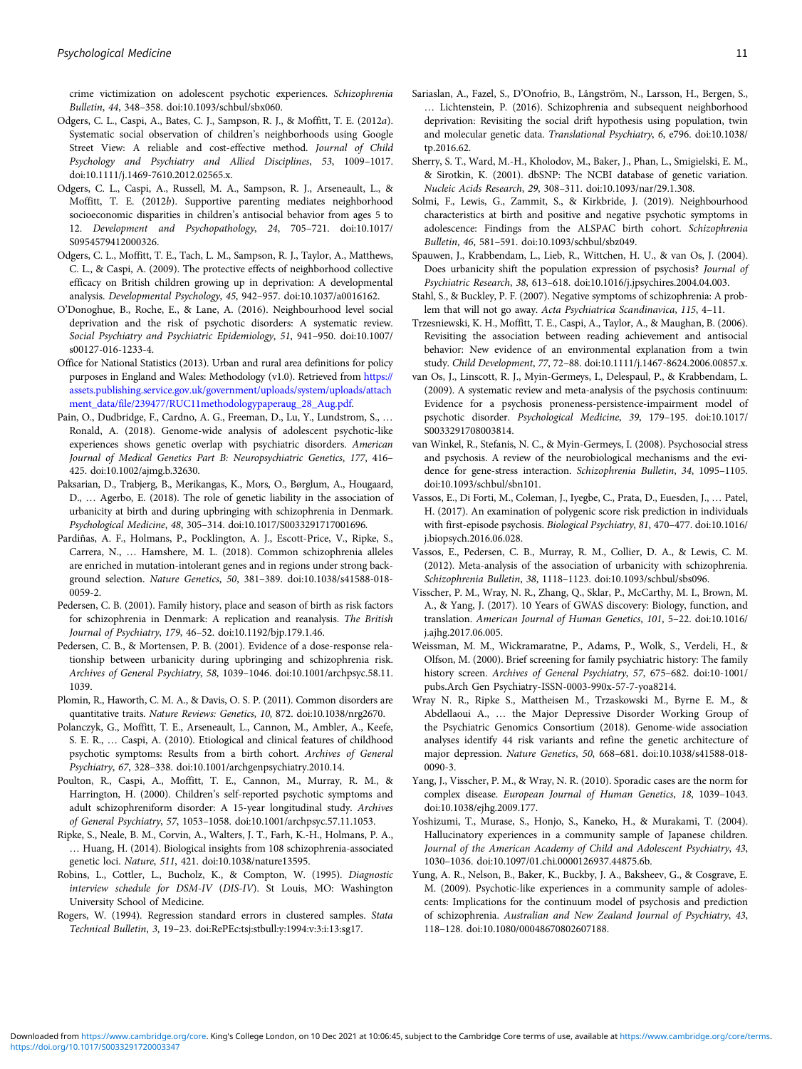crime victimization on adolescent psychotic experiences. *Schizophrenia Bulletin*, *44*, 348–358. doi:10.1093/schbul/sbx060.

Odgers, C. L., Caspi, A., Bates, C. J., Sampson, R. J., & Moffitt, T. E. (2012*a*). Systematic social observation of children's neighborhoods using Google Street View: A reliable and cost-effective method. *Journal of Child Psychology and Psychiatry and Allied Disciplines*, *53*, 1009–1017. doi:10.1111/j.1469-7610.2012.02565.x.

Odgers, C. L., Caspi, A., Russell, M. A., Sampson, R. J., Arseneault, L., & Moffitt, T. E. (2012*b*). Supportive parenting mediates neighborhood socioeconomic disparities in children's antisocial behavior from ages 5 to 12. *Development and Psychopathology*, *24*, 705–721. doi:10.1017/S0954579412000326.

Odgers, C. L., Moffitt, T. E., Tach, L. M., Sampson, R. J., Taylor, A., Matthews, C. L., & Caspi, A. (2009). The protective effects of neighborhood collective efficacy on British children growing up in deprivation: A developmental analysis. *Developmental Psychology*, *45*, 942–957. doi:10.1037/a0016162.

O'Donoghue, B., Roche, E., & Lane, A. (2016). Neighbourhood level social deprivation and the risk of psychotic disorders: A systematic review. *Social Psychiatry and Psychiatric Epidemiology*, *51*, 941–950. doi:10.1007/s00127-016-1233-4.

Office for National Statistics (2013). Urban and rural area definitions for policy purposes in England and Wales: Methodology (v1.0). Retrieved from https://assets.publishing.service.gov.uk/government/uploads/system/uploads/attachment_data/file/239477/RUC11methodologypaperaug_28_Aug.pdf.

Pain, O., Dudbridge, F., Cardno, A. G., Freeman, D., Lu, Y., Lundstrom, S., … Ronald, A. (2018). Genome-wide analysis of adolescent psychotic-like experiences shows genetic overlap with psychiatric disorders. *American Journal of Medical Genetics Part B: Neuropsychiatric Genetics*, *177*, 416–425. doi:10.1002/ajmg.b.32630.

Paksarian, D., Trabjerg, B., Merikangas, K., Mors, O., Børglum, A., Hougaard, D., … Agerbo, E. (2018). The role of genetic liability in the association of urbanicity at birth and during upbringing with schizophrenia in Denmark. *Psychological Medicine*, *48*, 305–314. doi:10.1017/S0033291717001696.

Pardiñas, A. F., Holmans, P., Pocklington, A. J., Escott-Price, V., Ripke, S., Carrera, N., … Hamshere, M. L. (2018). Common schizophrenia alleles are enriched in mutation-intolerant genes and in regions under strong background selection. *Nature Genetics*, *50*, 381–389. doi:10.1038/s41588-018-0059-2.

Pedersen, C. B. (2001). Family history, place and season of birth as risk factors for schizophrenia in Denmark: A replication and reanalysis. *The British Journal of Psychiatry*, *179*, 46–52. doi:10.1192/bjp.179.1.46.

Pedersen, C. B., & Mortensen, P. B. (2001). Evidence of a dose-response relationship between urbanicity during upbringing and schizophrenia risk. *Archives of General Psychiatry*, *58*, 1039–1046. doi:10.1001/archpsyc.58.11.1039.

Plomin, R., Haworth, C. M. A., & Davis, O. S. P. (2011). Common disorders are quantitative traits. *Nature Reviews: Genetics*, *10*, 872. doi:10.1038/nrg2670.

Polanczyk, G., Moffitt, T. E., Arseneault, L., Cannon, M., Ambler, A., Keefe, S. E. R., … Caspi, A. (2010). Etiological and clinical features of childhood psychotic symptoms: Results from a birth cohort. *Archives of General Psychiatry*, *67*, 328–338. doi:10.1001/archgenpsychiatry.2010.14.

Poulton, R., Caspi, A., Moffitt, T. E., Cannon, M., Murray, R. M., & Harrington, H. (2000). Children's self-reported psychotic symptoms and adult schizophreniform disorder: A 15-year longitudinal study. *Archives of General Psychiatry*, *57*, 1053–1058. doi:10.1001/archpsyc.57.11.1053.

Ripke, S., Neale, B. M., Corvin, A., Walters, J. T., Farh, K.-H., Holmans, P. A., … Huang, H. (2014). Biological insights from 108 schizophrenia-associated genetic loci. *Nature*, *511*, 421. doi:10.1038/nature13595.

Robins, L., Cottler, L., Bucholz, K., & Compton, W. (1995). *Diagnostic interview schedule for DSM-IV (DIS-IV)*. St Louis, MO: Washington University School of Medicine.

Rogers, W. (1994). Regression standard errors in clustered samples. *Stata Technical Bulletin*, *3*, 19–23. doi:RePEc:tsj:stbull:y:1994:v:3:i:13:sg17.

Sariaslan, A., Fazel, S., D'Onofrio, B., Långström, N., Larsson, H., Bergen, S., … Lichtenstein, P. (2016). Schizophrenia and subsequent neighborhood deprivation: Revisiting the social drift hypothesis using population, twin and molecular genetic data. *Translational Psychiatry*, *6*, e796. doi:10.1038/tp.2016.62.

Sherry, S. T., Ward, M.-H., Kholodov, M., Baker, J., Phan, L., Smigielski, E. M., & Sirotkin, K. (2001). dbSNP: The NCBI database of genetic variation. *Nucleic Acids Research*, *29*, 308–311. doi:10.1093/nar/29.1.308.

Solmi, F., Lewis, G., Zammit, S., & Kirkbride, J. (2019). Neighbourhood characteristics at birth and positive and negative psychotic symptoms in adolescence: Findings from the ALSPAC birth cohort. *Schizophrenia Bulletin*, *46*, 581–591. doi:10.1093/schbul/sbz049.

Spauwen, J., Krabbendam, L., Lieb, R., Wittchen, H. U., & van Os, J. (2004). Does urbanicity shift the population expression of psychosis? *Journal of Psychiatric Research*, *38*, 613–618. doi:10.1016/j.jpsychires.2004.04.003.

Stahl, S., & Buckley, P. F. (2007). Negative symptoms of schizophrenia: A problem that will not go away. *Acta Psychiatrica Scandinavica*, *115*, 4–11.

Trzesniewski, K. H., Moffitt, T. E., Caspi, A., Taylor, A., & Maughan, B. (2006). Revisiting the association between reading achievement and antisocial behavior: New evidence of an environmental explanation from a twin study. *Child Development*, *77*, 72–88. doi:10.1111/j.1467-8624.2006.00857.x.

van Os, J., Linscott, R. J., Myin-Germeys, I., Delespaul, P., & Krabbendam, L. (2009). A systematic review and meta-analysis of the psychosis continuum: Evidence for a psychosis proneness-persistence-impairment model of psychotic disorder. *Psychological Medicine*, *39*, 179–195. doi:10.1017/S0033291708003814.

van Winkel, R., Stefanis, N. C., & Myin-Germeys, I. (2008). Psychosocial stress and psychosis. A review of the neurobiological mechanisms and the evidence for gene-stress interaction. *Schizophrenia Bulletin*, *34*, 1095–1105. doi:10.1093/schbul/sbn101.

Vassos, E., Di Forti, M., Coleman, J., Iyegbe, C., Prata, D., Euesden, J., … Patel, H. (2017). An examination of polygenic score risk prediction in individuals with first-episode psychosis. *Biological Psychiatry*, *81*, 470–477. doi:10.1016/j.biopsych.2016.06.028.

Vassos, E., Pedersen, C. B., Murray, R. M., Collier, D. A., & Lewis, C. M. (2012). Meta-analysis of the association of urbanicity with schizophrenia. *Schizophrenia Bulletin*, *38*, 1118–1123. doi:10.1093/schbul/sbs096.

Visscher, P. M., Wray, N. R., Zhang, Q., Sklar, P., McCarthy, M. I., Brown, M. A., & Yang, J. (2017). 10 Years of GWAS discovery: Biology, function, and translation. *American Journal of Human Genetics*, *101*, 5–22. doi:10.1016/j.ajhg.2017.06.005.

Weissman, M. M., Wickramaratne, P., Adams, P., Wolk, S., Verdeli, H., & Olfson, M. (2000). Brief screening for family psychiatric history: The family history screen. *Archives of General Psychiatry*, *57*, 675–682. doi:10-1001/pubs.Arch Gen Psychiatry-ISSN-0003-990x-57-7-yoa8214.

Wray N. R., Ripke S., Mattheisen M., Trzaskowski M., Byrne E. M., & Abdellaoui A., … the Major Depressive Disorder Working Group of the Psychiatric Genomics Consortium (2018). Genome-wide association analyses identify 44 risk variants and refine the genetic architecture of major depression. *Nature Genetics*, *50*, 668–681. doi:10.1038/s41588-018-0090-3.

Yang, J., Visscher, P. M., & Wray, N. R. (2010). Sporadic cases are the norm for complex disease. *European Journal of Human Genetics*, *18*, 1039–1043. doi:10.1038/ejhg.2009.177.

Yoshizumi, T., Murase, S., Honjo, S., Kaneko, H., & Murakami, T. (2004). Hallucinatory experiences in a community sample of Japanese children. *Journal of the American Academy of Child and Adolescent Psychiatry*, *43*, 1030–1036. doi:10.1097/01.chi.0000126937.44875.6b.

Yung, A. R., Nelson, B., Baker, K., Buckby, J. A., Baksheev, G., & Cosgrave, E. M. (2009). Psychotic-like experiences in a community sample of adolescents: Implications for the continuum model of psychosis and prediction of schizophrenia. *Australian and New Zealand Journal of Psychiatry*, *43*, 118–128. doi:10.1080/00048670802607188.